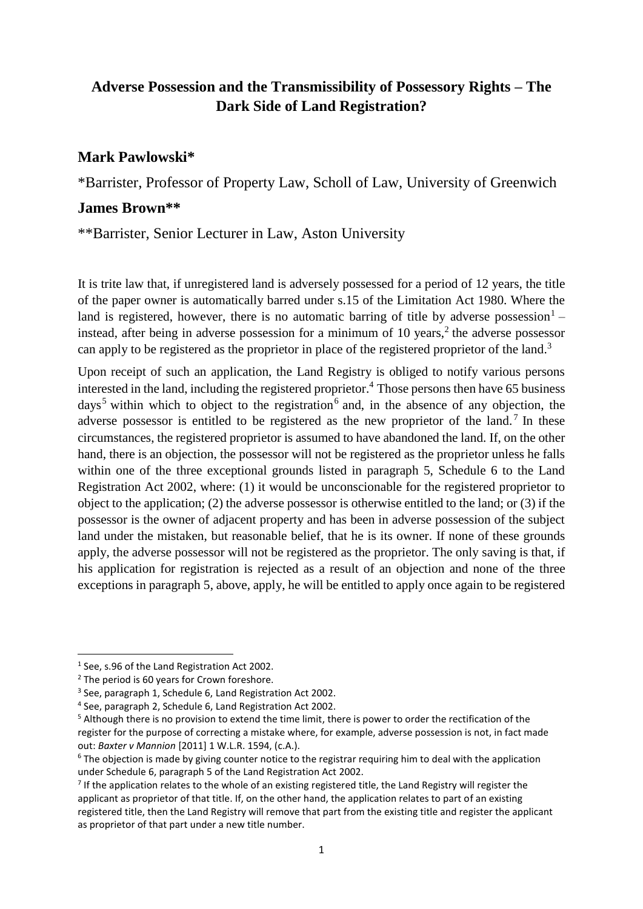# Adverse Possession and the Transmissibility of Possessory Rights – The Dark Side of Land Registration?

## Mark Pawlowski*

*Barrister, Professor of Property Law, Scholl of Law, University of Greenwich

## James Brown**

**Barrister, Senior Lecturer in Law, Aston University

It is trite law that, if unregistered land is adversely possessed for a period of 12 years, the title of the paper owner is automatically barred under s.15 of the Limitation Act 1980. Where the land is registered, however, there is no automatic barring of title by adverse possession[1] – instead, after being in adverse possession for a minimum of 10 years,[2] the adverse possessor can apply to be registered as the proprietor in place of the registered proprietor of the land.[3]

Upon receipt of such an application, the Land Registry is obliged to notify various persons interested in the land, including the registered proprietor.[4] Those persons then have 65 business days[5] within which to object to the registration[6] and, in the absence of any objection, the adverse possessor is entitled to be registered as the new proprietor of the land.[7] In these circumstances, the registered proprietor is assumed to have abandoned the land. If, on the other hand, there is an objection, the possessor will not be registered as the proprietor unless he falls within one of the three exceptional grounds listed in paragraph 5, Schedule 6 to the Land Registration Act 2002, where: (1) it would be unconscionable for the registered proprietor to object to the application; (2) the adverse possessor is otherwise entitled to the land; or (3) if the possessor is the owner of adjacent property and has been in adverse possession of the subject land under the mistaken, but reasonable belief, that he is its owner. If none of these grounds apply, the adverse possessor will not be registered as the proprietor. The only saving is that, if his application for registration is rejected as a result of an objection and none of the three exceptions in paragraph 5, above, apply, he will be entitled to apply once again to be registered

---

[1] See, s.96 of the Land Registration Act 2002.

[2] The period is 60 years for Crown foreshore.

[3] See, paragraph 1, Schedule 6, Land Registration Act 2002.

[4] See, paragraph 2, Schedule 6, Land Registration Act 2002.

[5] Although there is no provision to extend the time limit, there is power to order the rectification of the register for the purpose of correcting a mistake where, for example, adverse possession is not, in fact made out: *Baxter v Mannion* [2011] 1 W.L.R. 1594, (c.A.).

[6] The objection is made by giving counter notice to the registrar requiring him to deal with the application under Schedule 6, paragraph 5 of the Land Registration Act 2002.

[7] If the application relates to the whole of an existing registered title, the Land Registry will register the applicant as proprietor of that title. If, on the other hand, the application relates to part of an existing registered title, then the Land Registry will remove that part from the existing title and register the applicant as proprietor of that part under a new title number.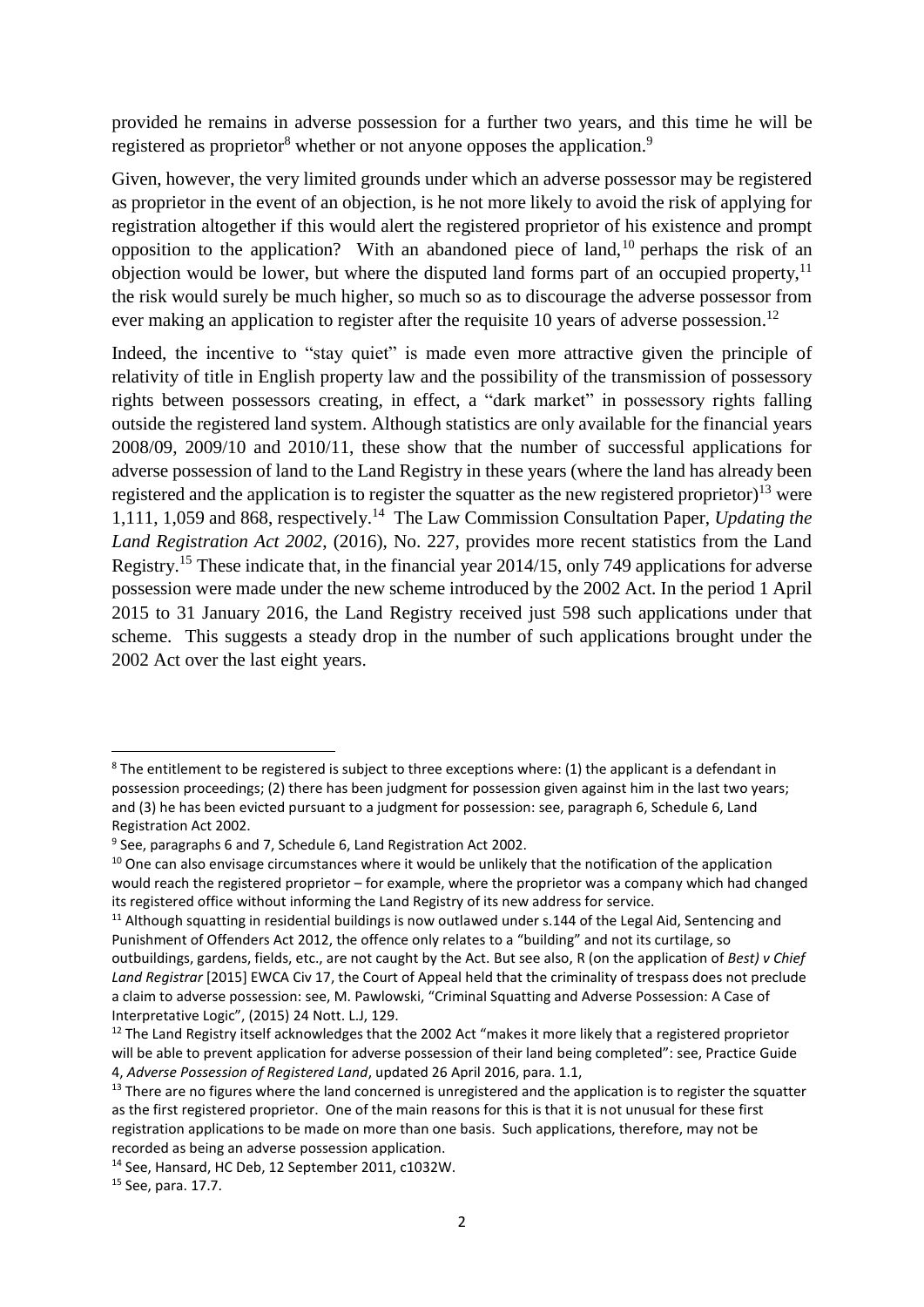provided he remains in adverse possession for a further two years, and this time he will be registered as proprietor[8] whether or not anyone opposes the application.[9]

Given, however, the very limited grounds under which an adverse possessor may be registered as proprietor in the event of an objection, is he not more likely to avoid the risk of applying for registration altogether if this would alert the registered proprietor of his existence and prompt opposition to the application? With an abandoned piece of land,[10] perhaps the risk of an objection would be lower, but where the disputed land forms part of an occupied property,[11] the risk would surely be much higher, so much so as to discourage the adverse possessor from ever making an application to register after the requisite 10 years of adverse possession.[12]

Indeed, the incentive to "stay quiet" is made even more attractive given the principle of relativity of title in English property law and the possibility of the transmission of possessory rights between possessors creating, in effect, a "dark market" in possessory rights falling outside the registered land system. Although statistics are only available for the financial years 2008/09, 2009/10 and 2010/11, these show that the number of successful applications for adverse possession of land to the Land Registry in these years (where the land has already been registered and the application is to register the squatter as the new registered proprietor)[13] were 1,111, 1,059 and 868, respectively.[14] The Law Commission Consultation Paper, *Updating the Land Registration Act 2002*, (2016), No. 227, provides more recent statistics from the Land Registry.[15] These indicate that, in the financial year 2014/15, only 749 applications for adverse possession were made under the new scheme introduced by the 2002 Act. In the period 1 April 2015 to 31 January 2016, the Land Registry received just 598 such applications under that scheme. This suggests a steady drop in the number of such applications brought under the 2002 Act over the last eight years.

---

[8] The entitlement to be registered is subject to three exceptions where: (1) the applicant is a defendant in possession proceedings; (2) there has been judgment for possession given against him in the last two years; and (3) he has been evicted pursuant to a judgment for possession: see, paragraph 6, Schedule 6, Land Registration Act 2002.

[9] See, paragraphs 6 and 7, Schedule 6, Land Registration Act 2002.

[10] One can also envisage circumstances where it would be unlikely that the notification of the application would reach the registered proprietor – for example, where the proprietor was a company which had changed its registered office without informing the Land Registry of its new address for service.

[11] Although squatting in residential buildings is now outlawed under s.144 of the Legal Aid, Sentencing and Punishment of Offenders Act 2012, the offence only relates to a "building" and not its curtilage, so outbuildings, gardens, fields, etc., are not caught by the Act. But see also, R (on the application of *Best) v Chief Land Registrar* [2015] EWCA Civ 17, the Court of Appeal held that the criminality of trespass does not preclude a claim to adverse possession: see, M. Pawlowski, "Criminal Squatting and Adverse Possession: A Case of Interpretative Logic", (2015) 24 Nott. L.J, 129.

[12] The Land Registry itself acknowledges that the 2002 Act "makes it more likely that a registered proprietor will be able to prevent application for adverse possession of their land being completed": see, Practice Guide 4, *Adverse Possession of Registered Land*, updated 26 April 2016, para. 1.1,

[13] There are no figures where the land concerned is unregistered and the application is to register the squatter as the first registered proprietor. One of the main reasons for this is that it is not unusual for these first registration applications to be made on more than one basis. Such applications, therefore, may not be recorded as being an adverse possession application.

[14] See, Hansard, HC Deb, 12 September 2011, c1032W.

[15] See, para. 17.7.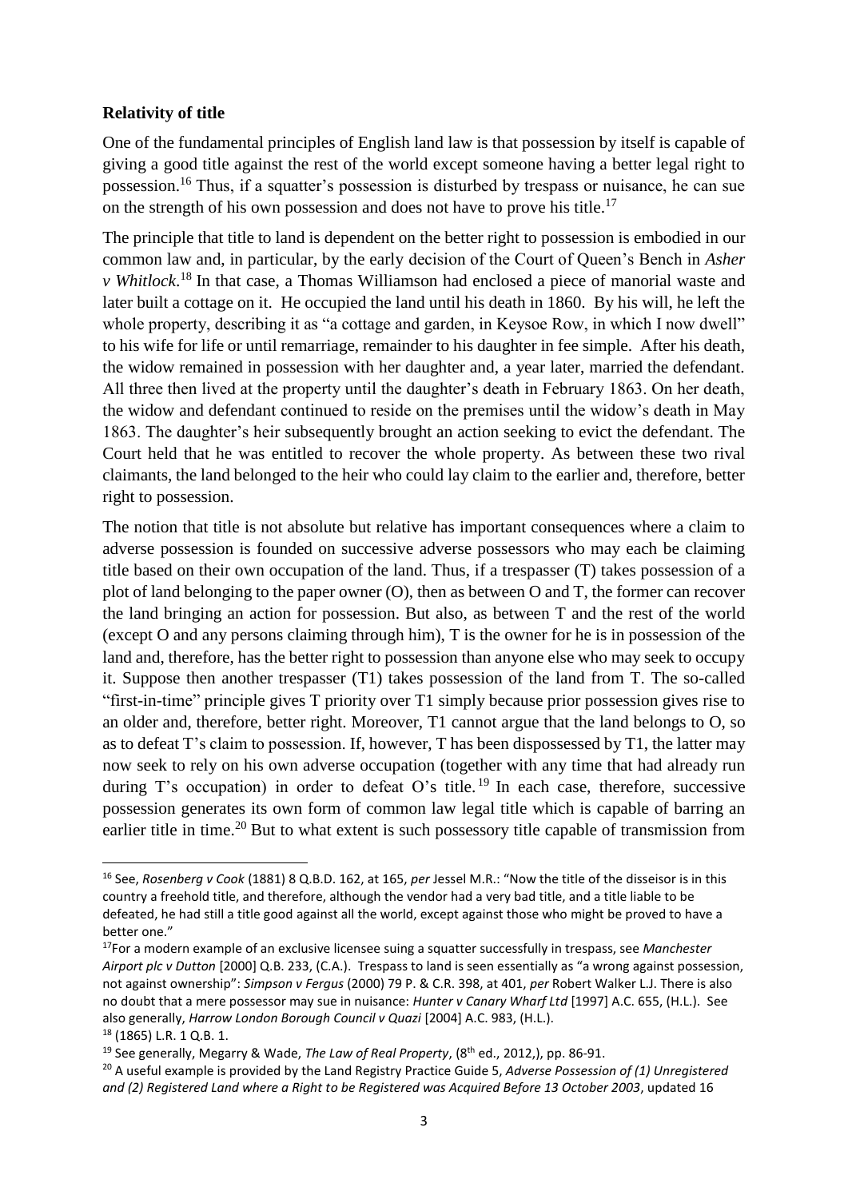### **Relativity of title**

One of the fundamental principles of English land law is that possession by itself is capable of giving a good title against the rest of the world except someone having a better legal right to possession.[16] Thus, if a squatter's possession is disturbed by trespass or nuisance, he can sue on the strength of his own possession and does not have to prove his title.[17]

The principle that title to land is dependent on the better right to possession is embodied in our common law and, in particular, by the early decision of the Court of Queen's Bench in *Asher v Whitlock*.[18] In that case, a Thomas Williamson had enclosed a piece of manorial waste and later built a cottage on it. He occupied the land until his death in 1860. By his will, he left the whole property, describing it as "a cottage and garden, in Keysoe Row, in which I now dwell" to his wife for life or until remarriage, remainder to his daughter in fee simple. After his death, the widow remained in possession with her daughter and, a year later, married the defendant. All three then lived at the property until the daughter's death in February 1863. On her death, the widow and defendant continued to reside on the premises until the widow's death in May 1863. The daughter's heir subsequently brought an action seeking to evict the defendant. The Court held that he was entitled to recover the whole property. As between these two rival claimants, the land belonged to the heir who could lay claim to the earlier and, therefore, better right to possession.

The notion that title is not absolute but relative has important consequences where a claim to adverse possession is founded on successive adverse possessors who may each be claiming title based on their own occupation of the land. Thus, if a trespasser (T) takes possession of a plot of land belonging to the paper owner (O), then as between O and T, the former can recover the land bringing an action for possession. But also, as between T and the rest of the world (except O and any persons claiming through him), T is the owner for he is in possession of the land and, therefore, has the better right to possession than anyone else who may seek to occupy it. Suppose then another trespasser (T1) takes possession of the land from T. The so-called "first-in-time" principle gives T priority over T1 simply because prior possession gives rise to an older and, therefore, better right. Moreover, T1 cannot argue that the land belongs to O, so as to defeat T's claim to possession. If, however, T has been dispossessed by T1, the latter may now seek to rely on his own adverse occupation (together with any time that had already run during T's occupation) in order to defeat O's title.[19] In each case, therefore, successive possession generates its own form of common law legal title which is capable of barring an earlier title in time.[20] But to what extent is such possessory title capable of transmission from

---

[16] See, *Rosenberg v Cook* (1881) 8 Q.B.D. 162, at 165, *per* Jessel M.R.: "Now the title of the disseisor is in this country a freehold title, and therefore, although the vendor had a very bad title, and a title liable to be defeated, he had still a title good against all the world, except against those who might be proved to have a better one."

[17] For a modern example of an exclusive licensee suing a squatter successfully in trespass, see *Manchester Airport plc v Dutton* [2000] Q.B. 233, (C.A.). Trespass to land is seen essentially as "a wrong against possession, not against ownership": *Simpson v Fergus* (2000) 79 P. & C.R. 398, at 401, *per* Robert Walker L.J. There is also no doubt that a mere possessor may sue in nuisance: *Hunter v Canary Wharf Ltd* [1997] A.C. 655, (H.L.). See also generally, *Harrow London Borough Council v Quazi* [2004] A.C. 983, (H.L.).

[18] (1865) L.R. 1 Q.B. 1.

[19] See generally, Megarry & Wade, *The Law of Real Property*, (8th ed., 2012,), pp. 86-91.

[20] A useful example is provided by the Land Registry Practice Guide 5, *Adverse Possession of (1) Unregistered and (2) Registered Land where a Right to be Registered was Acquired Before 13 October 2003*, updated 16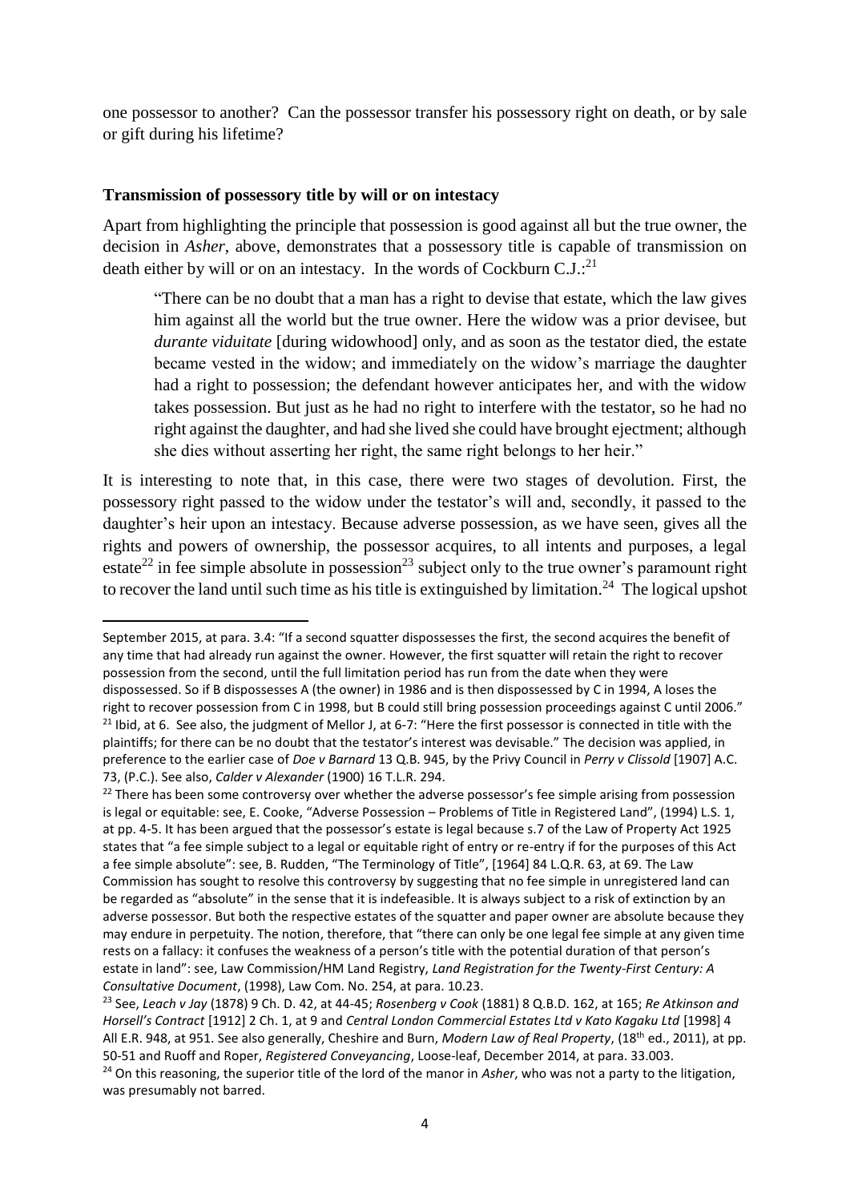one possessor to another? Can the possessor transfer his possessory right on death, or by sale or gift during his lifetime?

**Transmission of possessory title by will or on intestacy**

Apart from highlighting the principle that possession is good against all but the true owner, the decision in *Asher*, above, demonstrates that a possessory title is capable of transmission on death either by will or on an intestacy. In the words of Cockburn C.J.:[21]

> "There can be no doubt that a man has a right to devise that estate, which the law gives him against all the world but the true owner. Here the widow was a prior devisee, but *durante viduitate* [during widowhood] only, and as soon as the testator died, the estate became vested in the widow; and immediately on the widow's marriage the daughter had a right to possession; the defendant however anticipates her, and with the widow takes possession. But just as he had no right to interfere with the testator, so he had no right against the daughter, and had she lived she could have brought ejectment; although she dies without asserting her right, the same right belongs to her heir."

It is interesting to note that, in this case, there were two stages of devolution. First, the possessory right passed to the widow under the testator's will and, secondly, it passed to the daughter's heir upon an intestacy. Because adverse possession, as we have seen, gives all the rights and powers of ownership, the possessor acquires, to all intents and purposes, a legal estate[22] in fee simple absolute in possession[23] subject only to the true owner's paramount right to recover the land until such time as his title is extinguished by limitation.[24] The logical upshot

---

September 2015, at para. 3.4: "If a second squatter dispossesses the first, the second acquires the benefit of any time that had already run against the owner. However, the first squatter will retain the right to recover possession from the second, until the full limitation period has run from the date when they were dispossessed. So if B dispossesses A (the owner) in 1986 and is then dispossessed by C in 1994, A loses the right to recover possession from C in 1998, but B could still bring possession proceedings against C until 2006."

[21] Ibid, at 6. See also, the judgment of Mellor J, at 6-7: "Here the first possessor is connected in title with the plaintiffs; for there can be no doubt that the testator's interest was devisable." The decision was applied, in preference to the earlier case of *Doe v Barnard* 13 Q.B. 945, by the Privy Council in *Perry v Clissold* [1907] A.C. 73, (P.C.). See also, *Calder v Alexander* (1900) 16 T.L.R. 294.

[22] There has been some controversy over whether the adverse possessor's fee simple arising from possession is legal or equitable: see, E. Cooke, "Adverse Possession – Problems of Title in Registered Land", (1994) L.S. 1, at pp. 4-5. It has been argued that the possessor's estate is legal because s.7 of the Law of Property Act 1925 states that "a fee simple subject to a legal or equitable right of entry or re-entry if for the purposes of this Act a fee simple absolute": see, B. Rudden, "The Terminology of Title", [1964] 84 L.Q.R. 63, at 69. The Law Commission has sought to resolve this controversy by suggesting that no fee simple in unregistered land can be regarded as "absolute" in the sense that it is indefeasible. It is always subject to a risk of extinction by an adverse possessor. But both the respective estates of the squatter and paper owner are absolute because they may endure in perpetuity. The notion, therefore, that "there can only be one legal fee simple at any given time rests on a fallacy: it confuses the weakness of a person's title with the potential duration of that person's estate in land": see, Law Commission/HM Land Registry, *Land Registration for the Twenty-First Century: A Consultative Document*, (1998), Law Com. No. 254, at para. 10.23.

[23] See, *Leach v Jay* (1878) 9 Ch. D. 42, at 44-45; *Rosenberg v Cook* (1881) 8 Q.B.D. 162, at 165; *Re Atkinson and Horsell's Contract* [1912] 2 Ch. 1, at 9 and *Central London Commercial Estates Ltd v Kato Kagaku Ltd* [1998] 4 All E.R. 948, at 951. See also generally, Cheshire and Burn, *Modern Law of Real Property*, (18th ed., 2011), at pp. 50-51 and Ruoff and Roper, *Registered Conveyancing*, Loose-leaf, December 2014, at para. 33.003.

[24] On this reasoning, the superior title of the lord of the manor in *Asher*, who was not a party to the litigation, was presumably not barred.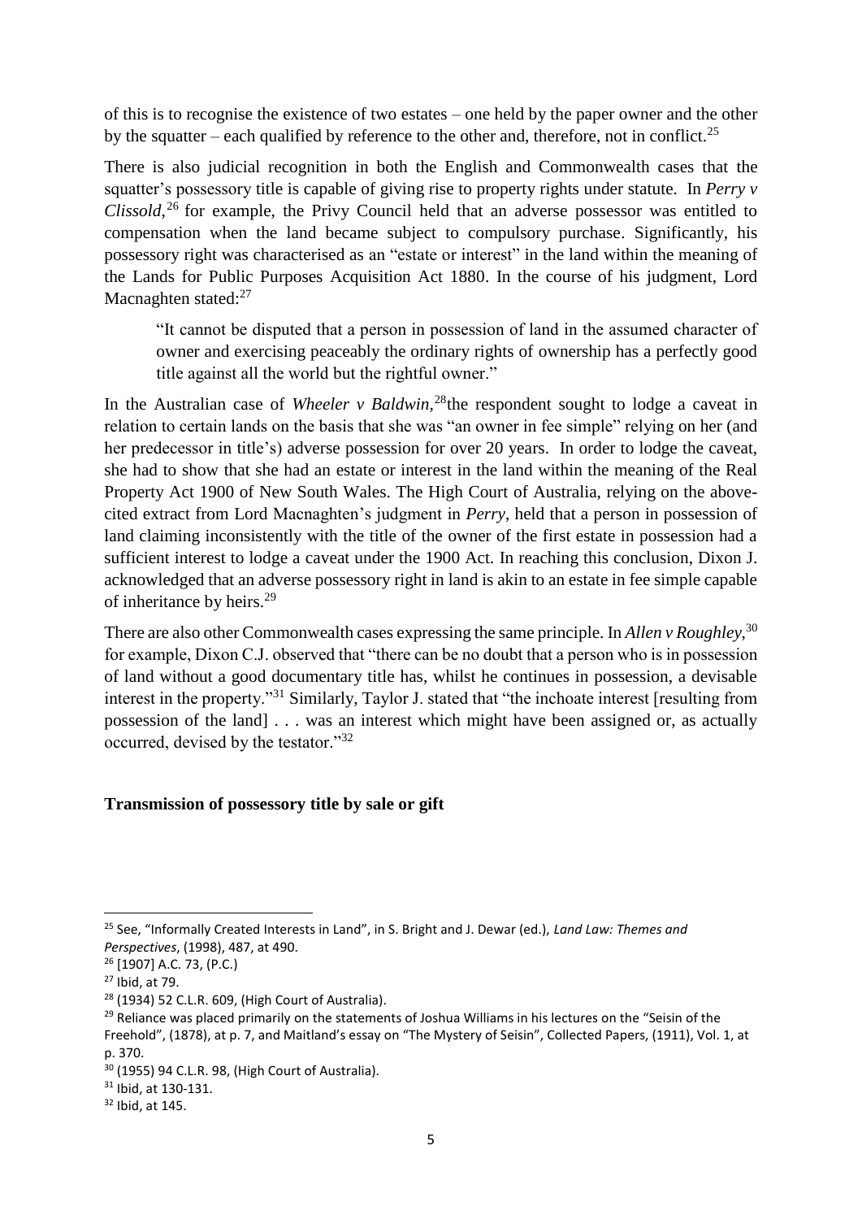of this is to recognise the existence of two estates – one held by the paper owner and the other by the squatter – each qualified by reference to the other and, therefore, not in conflict.[25]

There is also judicial recognition in both the English and Commonwealth cases that the squatter's possessory title is capable of giving rise to property rights under statute. In *Perry v Clissold*,[26] for example, the Privy Council held that an adverse possessor was entitled to compensation when the land became subject to compulsory purchase. Significantly, his possessory right was characterised as an "estate or interest" in the land within the meaning of the Lands for Public Purposes Acquisition Act 1880. In the course of his judgment, Lord Macnaghten stated:[27]

> "It cannot be disputed that a person in possession of land in the assumed character of owner and exercising peaceably the ordinary rights of ownership has a perfectly good title against all the world but the rightful owner."

In the Australian case of *Wheeler v Baldwin*,[28] the respondent sought to lodge a caveat in relation to certain lands on the basis that she was "an owner in fee simple" relying on her (and her predecessor in title's) adverse possession for over 20 years. In order to lodge the caveat, she had to show that she had an estate or interest in the land within the meaning of the Real Property Act 1900 of New South Wales. The High Court of Australia, relying on the above-cited extract from Lord Macnaghten's judgment in *Perry*, held that a person in possession of land claiming inconsistently with the title of the owner of the first estate in possession had a sufficient interest to lodge a caveat under the 1900 Act. In reaching this conclusion, Dixon J. acknowledged that an adverse possessory right in land is akin to an estate in fee simple capable of inheritance by heirs.[29]

There are also other Commonwealth cases expressing the same principle. In *Allen v Roughley*,[30] for example, Dixon C.J. observed that "there can be no doubt that a person who is in possession of land without a good documentary title has, whilst he continues in possession, a devisable interest in the property."[31] Similarly, Taylor J. stated that "the inchoate interest [resulting from possession of the land] . . . was an interest which might have been assigned or, as actually occurred, devised by the testator."[32]

**Transmission of possessory title by sale or gift**

---

[25] See, "Informally Created Interests in Land", in S. Bright and J. Dewar (ed.), *Land Law: Themes and Perspectives*, (1998), 487, at 490.

[26] [1907] A.C. 73, (P.C.)

[27] Ibid, at 79.

[28] (1934) 52 C.L.R. 609, (High Court of Australia).

[29] Reliance was placed primarily on the statements of Joshua Williams in his lectures on the "Seisin of the Freehold", (1878), at p. 7, and Maitland's essay on "The Mystery of Seisin", Collected Papers, (1911), Vol. 1, at p. 370.

[30] (1955) 94 C.L.R. 98, (High Court of Australia).

[31] Ibid, at 130-131.

[32] Ibid, at 145.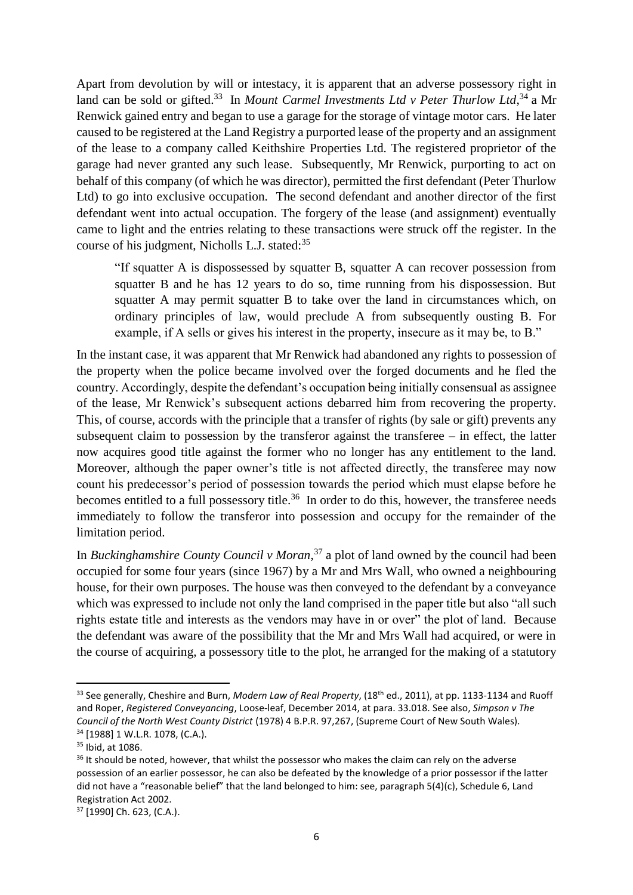Apart from devolution by will or intestacy, it is apparent that an adverse possessory right in land can be sold or gifted.[33] In *Mount Carmel Investments Ltd v Peter Thurlow Ltd*,[34] a Mr Renwick gained entry and began to use a garage for the storage of vintage motor cars. He later caused to be registered at the Land Registry a purported lease of the property and an assignment of the lease to a company called Keithshire Properties Ltd. The registered proprietor of the garage had never granted any such lease. Subsequently, Mr Renwick, purporting to act on behalf of this company (of which he was director), permitted the first defendant (Peter Thurlow Ltd) to go into exclusive occupation. The second defendant and another director of the first defendant went into actual occupation. The forgery of the lease (and assignment) eventually came to light and the entries relating to these transactions were struck off the register. In the course of his judgment, Nicholls L.J. stated:[35]

> "If squatter A is dispossessed by squatter B, squatter A can recover possession from squatter B and he has 12 years to do so, time running from his dispossession. But squatter A may permit squatter B to take over the land in circumstances which, on ordinary principles of law, would preclude A from subsequently ousting B. For example, if A sells or gives his interest in the property, insecure as it may be, to B."

In the instant case, it was apparent that Mr Renwick had abandoned any rights to possession of the property when the police became involved over the forged documents and he fled the country. Accordingly, despite the defendant's occupation being initially consensual as assignee of the lease, Mr Renwick's subsequent actions debarred him from recovering the property. This, of course, accords with the principle that a transfer of rights (by sale or gift) prevents any subsequent claim to possession by the transferor against the transferee – in effect, the latter now acquires good title against the former who no longer has any entitlement to the land. Moreover, although the paper owner's title is not affected directly, the transferee may now count his predecessor's period of possession towards the period which must elapse before he becomes entitled to a full possessory title.[36] In order to do this, however, the transferee needs immediately to follow the transferor into possession and occupy for the remainder of the limitation period.

In *Buckinghamshire County Council v Moran*,[37] a plot of land owned by the council had been occupied for some four years (since 1967) by a Mr and Mrs Wall, who owned a neighbouring house, for their own purposes. The house was then conveyed to the defendant by a conveyance which was expressed to include not only the land comprised in the paper title but also "all such rights estate title and interests as the vendors may have in or over" the plot of land. Because the defendant was aware of the possibility that the Mr and Mrs Wall had acquired, or were in the course of acquiring, a possessory title to the plot, he arranged for the making of a statutory

---

[33] See generally, Cheshire and Burn, *Modern Law of Real Property*, (18th ed., 2011), at pp. 1133-1134 and Ruoff and Roper, *Registered Conveyancing*, Loose-leaf, December 2014, at para. 33.018. See also, *Simpson v The Council of the North West County District* (1978) 4 B.P.R. 97,267, (Supreme Court of New South Wales).

[34] [1988] 1 W.L.R. 1078, (C.A.).

[35] Ibid, at 1086.

[36] It should be noted, however, that whilst the possessor who makes the claim can rely on the adverse possession of an earlier possessor, he can also be defeated by the knowledge of a prior possessor if the latter did not have a "reasonable belief" that the land belonged to him: see, paragraph 5(4)(c), Schedule 6, Land Registration Act 2002.

[37] [1990] Ch. 623, (C.A.).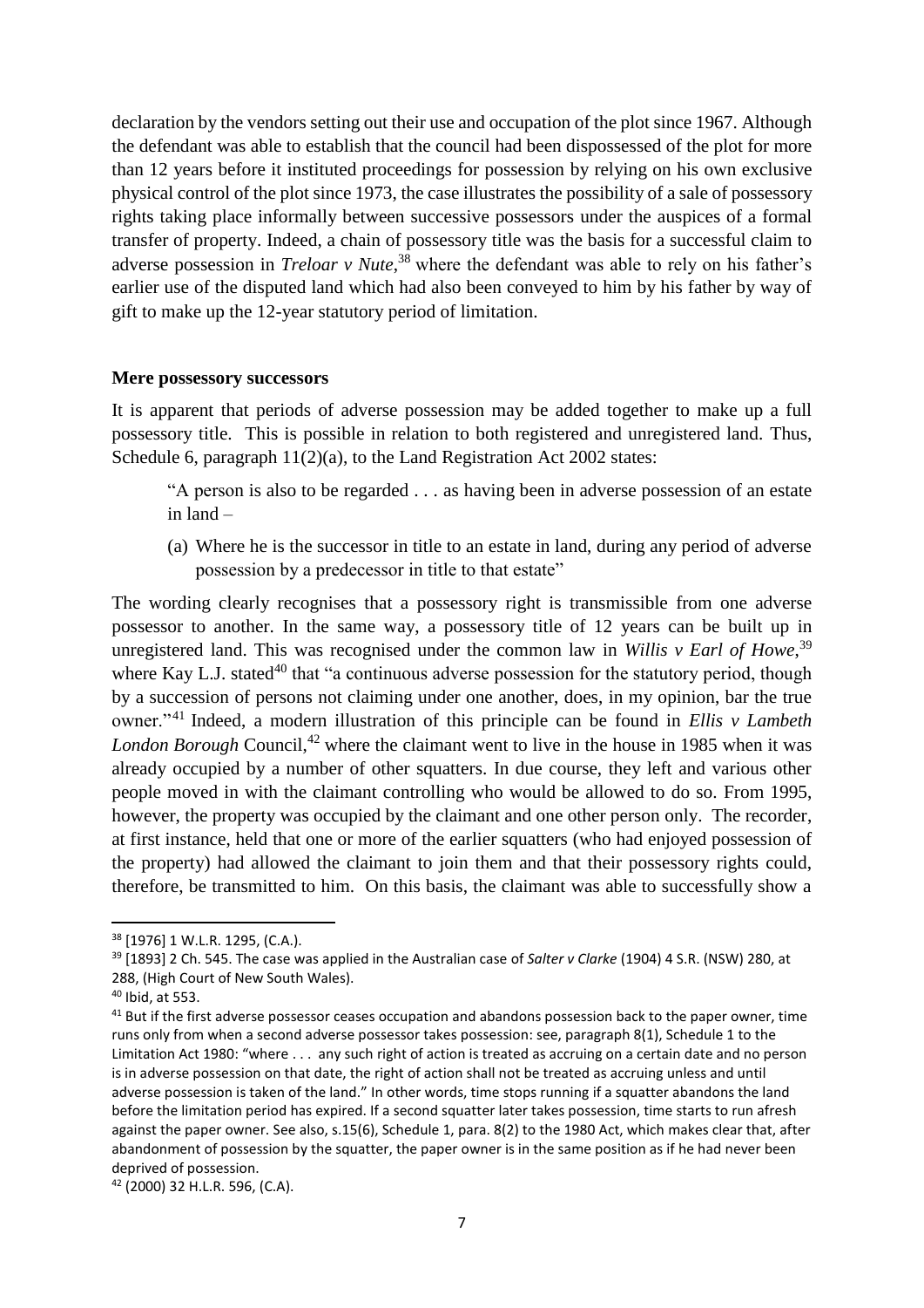declaration by the vendors setting out their use and occupation of the plot since 1967. Although the defendant was able to establish that the council had been dispossessed of the plot for more than 12 years before it instituted proceedings for possession by relying on his own exclusive physical control of the plot since 1973, the case illustrates the possibility of a sale of possessory rights taking place informally between successive possessors under the auspices of a formal transfer of property. Indeed, a chain of possessory title was the basis for a successful claim to adverse possession in *Treloar v Nute*,[38] where the defendant was able to rely on his father's earlier use of the disputed land which had also been conveyed to him by his father by way of gift to make up the 12-year statutory period of limitation.

**Mere possessory successors**

It is apparent that periods of adverse possession may be added together to make up a full possessory title. This is possible in relation to both registered and unregistered land. Thus, Schedule 6, paragraph 11(2)(a), to the Land Registration Act 2002 states:

> "A person is also to be regarded . . . as having been in adverse possession of an estate in land –
>
> (a) Where he is the successor in title to an estate in land, during any period of adverse possession by a predecessor in title to that estate"

The wording clearly recognises that a possessory right is transmissible from one adverse possessor to another. In the same way, a possessory title of 12 years can be built up in unregistered land. This was recognised under the common law in *Willis v Earl of Howe*,[39] where Kay L.J. stated[40] that "a continuous adverse possession for the statutory period, though by a succession of persons not claiming under one another, does, in my opinion, bar the true owner."[41] Indeed, a modern illustration of this principle can be found in *Ellis v Lambeth London Borough* Council,[42] where the claimant went to live in the house in 1985 when it was already occupied by a number of other squatters. In due course, they left and various other people moved in with the claimant controlling who would be allowed to do so. From 1995, however, the property was occupied by the claimant and one other person only. The recorder, at first instance, held that one or more of the earlier squatters (who had enjoyed possession of the property) had allowed the claimant to join them and that their possessory rights could, therefore, be transmitted to him. On this basis, the claimant was able to successfully show a

---

[38] [1976] 1 W.L.R. 1295, (C.A.).

[39] [1893] 2 Ch. 545. The case was applied in the Australian case of *Salter v Clarke* (1904) 4 S.R. (NSW) 280, at 288, (High Court of New South Wales).

[40] Ibid, at 553.

[41] But if the first adverse possessor ceases occupation and abandons possession back to the paper owner, time runs only from when a second adverse possessor takes possession: see, paragraph 8(1), Schedule 1 to the Limitation Act 1980: "where . . . any such right of action is treated as accruing on a certain date and no person is in adverse possession on that date, the right of action shall not be treated as accruing unless and until adverse possession is taken of the land." In other words, time stops running if a squatter abandons the land before the limitation period has expired. If a second squatter later takes possession, time starts to run afresh against the paper owner. See also, s.15(6), Schedule 1, para. 8(2) to the 1980 Act, which makes clear that, after abandonment of possession by the squatter, the paper owner is in the same position as if he had never been deprived of possession.

[42] (2000) 32 H.L.R. 596, (C.A).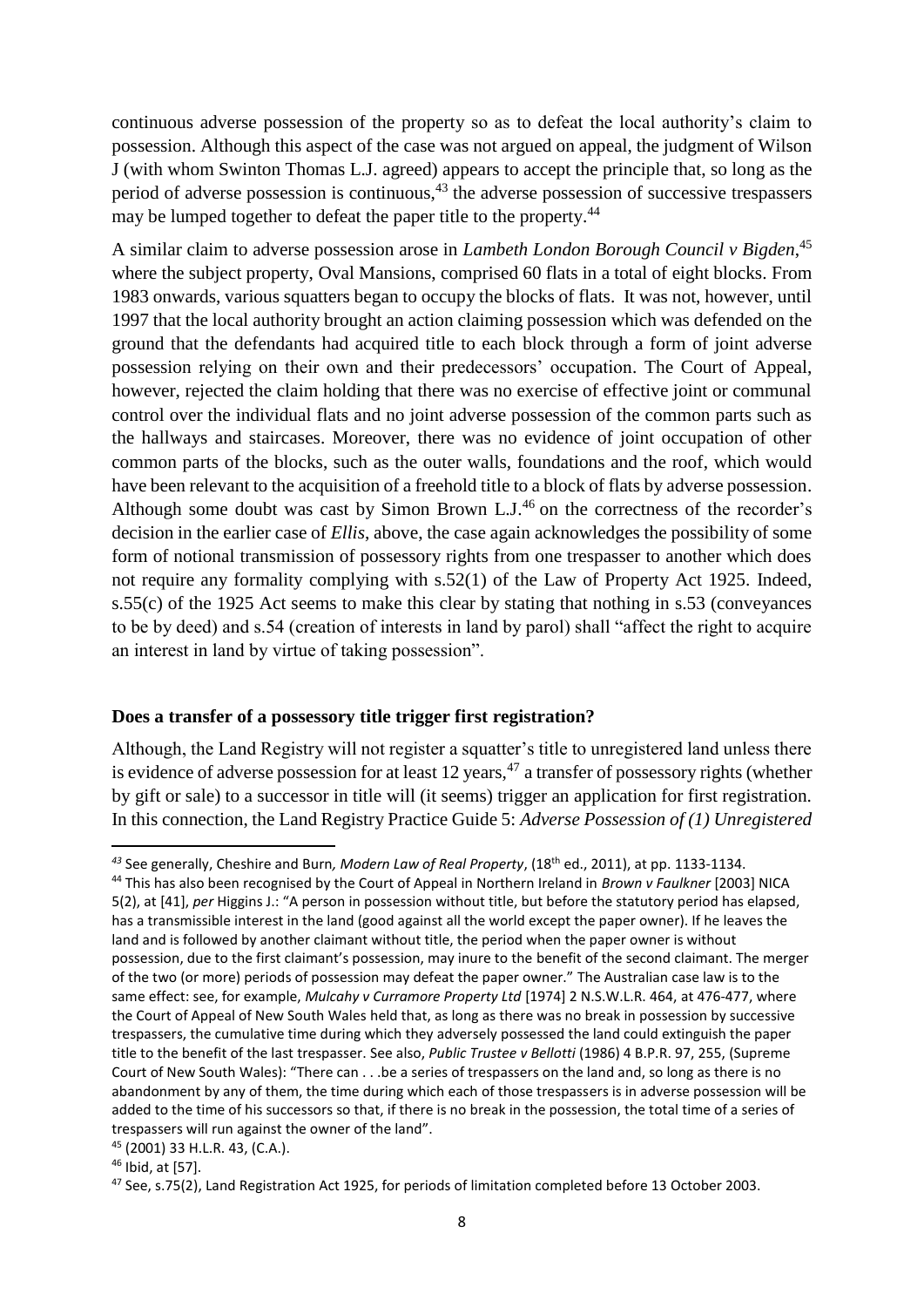continuous adverse possession of the property so as to defeat the local authority's claim to possession. Although this aspect of the case was not argued on appeal, the judgment of Wilson J (with whom Swinton Thomas L.J. agreed) appears to accept the principle that, so long as the period of adverse possession is continuous,[43] the adverse possession of successive trespassers may be lumped together to defeat the paper title to the property.[44]

A similar claim to adverse possession arose in *Lambeth London Borough Council v Bigden*,[45] where the subject property, Oval Mansions, comprised 60 flats in a total of eight blocks. From 1983 onwards, various squatters began to occupy the blocks of flats. It was not, however, until 1997 that the local authority brought an action claiming possession which was defended on the ground that the defendants had acquired title to each block through a form of joint adverse possession relying on their own and their predecessors' occupation. The Court of Appeal, however, rejected the claim holding that there was no exercise of effective joint or communal control over the individual flats and no joint adverse possession of the common parts such as the hallways and staircases. Moreover, there was no evidence of joint occupation of other common parts of the blocks, such as the outer walls, foundations and the roof, which would have been relevant to the acquisition of a freehold title to a block of flats by adverse possession. Although some doubt was cast by Simon Brown L.J.[46] on the correctness of the recorder's decision in the earlier case of *Ellis*, above, the case again acknowledges the possibility of some form of notional transmission of possessory rights from one trespasser to another which does not require any formality complying with s.52(1) of the Law of Property Act 1925. Indeed, s.55(c) of the 1925 Act seems to make this clear by stating that nothing in s.53 (conveyances to be by deed) and s.54 (creation of interests in land by parol) shall "affect the right to acquire an interest in land by virtue of taking possession".

**Does a transfer of a possessory title trigger first registration?**

Although, the Land Registry will not register a squatter's title to unregistered land unless there is evidence of adverse possession for at least 12 years,[47] a transfer of possessory rights (whether by gift or sale) to a successor in title will (it seems) trigger an application for first registration. In this connection, the Land Registry Practice Guide 5: *Adverse Possession of (1) Unregistered*

---

[43] See generally, Cheshire and Burn*, Modern Law of Real Property*, (18th ed., 2011), at pp. 1133-1134.

[44] This has also been recognised by the Court of Appeal in Northern Ireland in *Brown v Faulkner* [2003] NICA 5(2), at [41], *per* Higgins J.: "A person in possession without title, but before the statutory period has elapsed, has a transmissible interest in the land (good against all the world except the paper owner). If he leaves the land and is followed by another claimant without title, the period when the paper owner is without possession, due to the first claimant's possession, may inure to the benefit of the second claimant. The merger of the two (or more) periods of possession may defeat the paper owner." The Australian case law is to the same effect: see, for example, *Mulcahy v Curramore Property Ltd* [1974] 2 N.S.W.L.R. 464, at 476-477, where the Court of Appeal of New South Wales held that, as long as there was no break in possession by successive trespassers, the cumulative time during which they adversely possessed the land could extinguish the paper title to the benefit of the last trespasser. See also, *Public Trustee v Bellotti* (1986) 4 B.P.R. 97, 255, (Supreme Court of New South Wales): "There can . . .be a series of trespassers on the land and, so long as there is no abandonment by any of them, the time during which each of those trespassers is in adverse possession will be added to the time of his successors so that, if there is no break in the possession, the total time of a series of trespassers will run against the owner of the land".

[45] (2001) 33 H.L.R. 43, (C.A.).

[46] Ibid, at [57].

[47] See, s.75(2), Land Registration Act 1925, for periods of limitation completed before 13 October 2003.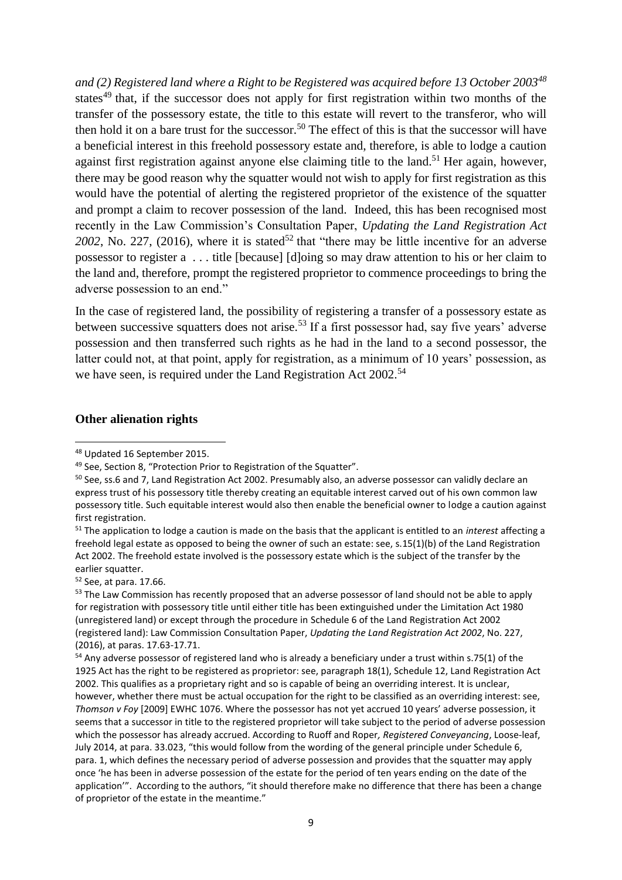*and (2) Registered land where a Right to be Registered was acquired before 13 October 2003*[48] states[49] that, if the successor does not apply for first registration within two months of the transfer of the possessory estate, the title to this estate will revert to the transferor, who will then hold it on a bare trust for the successor.[50] The effect of this is that the successor will have a beneficial interest in this freehold possessory estate and, therefore, is able to lodge a caution against first registration against anyone else claiming title to the land.[51] Her again, however, there may be good reason why the squatter would not wish to apply for first registration as this would have the potential of alerting the registered proprietor of the existence of the squatter and prompt a claim to recover possession of the land. Indeed, this has been recognised most recently in the Law Commission's Consultation Paper, *Updating the Land Registration Act 2002*, No. 227, (2016), where it is stated[52] that "there may be little incentive for an adverse possessor to register a . . . title [because] [d]oing so may draw attention to his or her claim to the land and, therefore, prompt the registered proprietor to commence proceedings to bring the adverse possession to an end."

In the case of registered land, the possibility of registering a transfer of a possessory estate as between successive squatters does not arise.[53] If a first possessor had, say five years' adverse possession and then transferred such rights as he had in the land to a second possessor, the latter could not, at that point, apply for registration, as a minimum of 10 years' possession, as we have seen, is required under the Land Registration Act 2002.[54]

**Other alienation rights**

---

[48] Updated 16 September 2015.

[49] See, Section 8, "Protection Prior to Registration of the Squatter".

[50] See, ss.6 and 7, Land Registration Act 2002. Presumably also, an adverse possessor can validly declare an express trust of his possessory title thereby creating an equitable interest carved out of his own common law possessory title. Such equitable interest would also then enable the beneficial owner to lodge a caution against first registration.

[51] The application to lodge a caution is made on the basis that the applicant is entitled to an *interest* affecting a freehold legal estate as opposed to being the owner of such an estate: see, s.15(1)(b) of the Land Registration Act 2002. The freehold estate involved is the possessory estate which is the subject of the transfer by the earlier squatter.

[52] See, at para. 17.66.

[53] The Law Commission has recently proposed that an adverse possessor of land should not be able to apply for registration with possessory title until either title has been extinguished under the Limitation Act 1980 (unregistered land) or except through the procedure in Schedule 6 of the Land Registration Act 2002 (registered land): Law Commission Consultation Paper, *Updating the Land Registration Act 2002*, No. 227, (2016), at paras. 17.63-17.71.

[54] Any adverse possessor of registered land who is already a beneficiary under a trust within s.75(1) of the 1925 Act has the right to be registered as proprietor: see, paragraph 18(1), Schedule 12, Land Registration Act 2002. This qualifies as a proprietary right and so is capable of being an overriding interest. It is unclear, however, whether there must be actual occupation for the right to be classified as an overriding interest: see, *Thomson v Foy* [2009] EWHC 1076. Where the possessor has not yet accrued 10 years' adverse possession, it seems that a successor in title to the registered proprietor will take subject to the period of adverse possession which the possessor has already accrued. According to Ruoff and Roper*, Registered Conveyancing*, Loose-leaf, July 2014, at para. 33.023, "this would follow from the wording of the general principle under Schedule 6, para. 1, which defines the necessary period of adverse possession and provides that the squatter may apply once 'he has been in adverse possession of the estate for the period of ten years ending on the date of the application'". According to the authors, "it should therefore make no difference that there has been a change of proprietor of the estate in the meantime."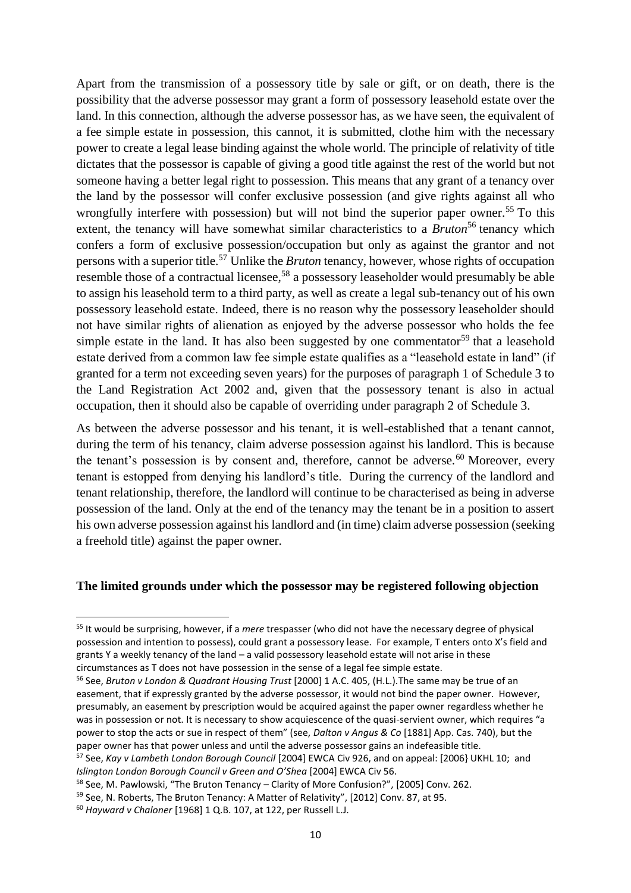Apart from the transmission of a possessory title by sale or gift, or on death, there is the possibility that the adverse possessor may grant a form of possessory leasehold estate over the land. In this connection, although the adverse possessor has, as we have seen, the equivalent of a fee simple estate in possession, this cannot, it is submitted, clothe him with the necessary power to create a legal lease binding against the whole world. The principle of relativity of title dictates that the possessor is capable of giving a good title against the rest of the world but not someone having a better legal right to possession. This means that any grant of a tenancy over the land by the possessor will confer exclusive possession (and give rights against all who wrongfully interfere with possession) but will not bind the superior paper owner.[55] To this extent, the tenancy will have somewhat similar characteristics to a *Bruton*[56] tenancy which confers a form of exclusive possession/occupation but only as against the grantor and not persons with a superior title.[57] Unlike the *Bruton* tenancy, however, whose rights of occupation resemble those of a contractual licensee,[58] a possessory leaseholder would presumably be able to assign his leasehold term to a third party, as well as create a legal sub-tenancy out of his own possessory leasehold estate. Indeed, there is no reason why the possessory leaseholder should not have similar rights of alienation as enjoyed by the adverse possessor who holds the fee simple estate in the land. It has also been suggested by one commentator[59] that a leasehold estate derived from a common law fee simple estate qualifies as a "leasehold estate in land" (if granted for a term not exceeding seven years) for the purposes of paragraph 1 of Schedule 3 to the Land Registration Act 2002 and, given that the possessory tenant is also in actual occupation, then it should also be capable of overriding under paragraph 2 of Schedule 3.

As between the adverse possessor and his tenant, it is well-established that a tenant cannot, during the term of his tenancy, claim adverse possession against his landlord. This is because the tenant's possession is by consent and, therefore, cannot be adverse.[60] Moreover, every tenant is estopped from denying his landlord's title. During the currency of the landlord and tenant relationship, therefore, the landlord will continue to be characterised as being in adverse possession of the land. Only at the end of the tenancy may the tenant be in a position to assert his own adverse possession against his landlord and (in time) claim adverse possession (seeking a freehold title) against the paper owner.

**The limited grounds under which the possessor may be registered following objection**

---

[55] It would be surprising, however, if a *mere* trespasser (who did not have the necessary degree of physical possession and intention to possess), could grant a possessory lease. For example, T enters onto X's field and grants Y a weekly tenancy of the land – a valid possessory leasehold estate will not arise in these circumstances as T does not have possession in the sense of a legal fee simple estate.

[56] See, *Bruton v London & Quadrant Housing Trust* [2000] 1 A.C. 405, (H.L.).The same may be true of an easement, that if expressly granted by the adverse possessor, it would not bind the paper owner. However, presumably, an easement by prescription would be acquired against the paper owner regardless whether he was in possession or not. It is necessary to show acquiescence of the quasi-servient owner, which requires "a power to stop the acts or sue in respect of them" (see, *Dalton v Angus & Co* [1881] App. Cas. 740), but the paper owner has that power unless and until the adverse possessor gains an indefeasible title.

[57] See, *Kay v Lambeth London Borough Council* [2004] EWCA Civ 926, and on appeal: [2006} UKHL 10; and *Islington London Borough Council v Green and O'Shea* [2004] EWCA Civ 56.

[58] See, M. Pawlowski, "The Bruton Tenancy – Clarity of More Confusion?", [2005] Conv. 262.

[59] See, N. Roberts, The Bruton Tenancy: A Matter of Relativity", [2012] Conv. 87, at 95.

[60] *Hayward v Chaloner* [1968] 1 Q.B. 107, at 122, per Russell L.J.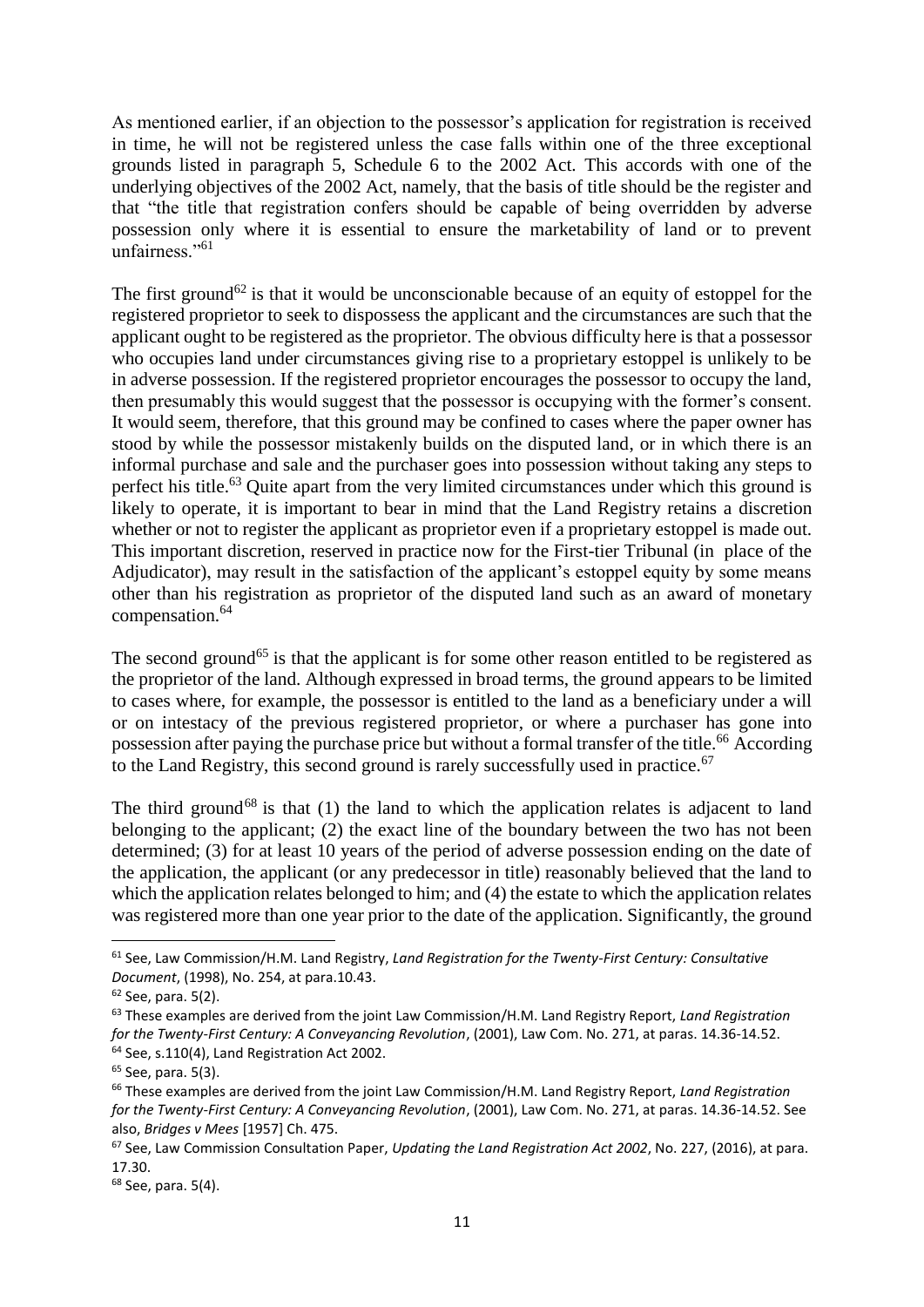As mentioned earlier, if an objection to the possessor's application for registration is received in time, he will not be registered unless the case falls within one of the three exceptional grounds listed in paragraph 5, Schedule 6 to the 2002 Act. This accords with one of the underlying objectives of the 2002 Act, namely, that the basis of title should be the register and that "the title that registration confers should be capable of being overridden by adverse possession only where it is essential to ensure the marketability of land or to prevent unfairness."[61]

The first ground[62] is that it would be unconscionable because of an equity of estoppel for the registered proprietor to seek to dispossess the applicant and the circumstances are such that the applicant ought to be registered as the proprietor. The obvious difficulty here is that a possessor who occupies land under circumstances giving rise to a proprietary estoppel is unlikely to be in adverse possession. If the registered proprietor encourages the possessor to occupy the land, then presumably this would suggest that the possessor is occupying with the former's consent. It would seem, therefore, that this ground may be confined to cases where the paper owner has stood by while the possessor mistakenly builds on the disputed land, or in which there is an informal purchase and sale and the purchaser goes into possession without taking any steps to perfect his title.[63] Quite apart from the very limited circumstances under which this ground is likely to operate, it is important to bear in mind that the Land Registry retains a discretion whether or not to register the applicant as proprietor even if a proprietary estoppel is made out. This important discretion, reserved in practice now for the First-tier Tribunal (in place of the Adjudicator), may result in the satisfaction of the applicant's estoppel equity by some means other than his registration as proprietor of the disputed land such as an award of monetary compensation.[64]

The second ground[65] is that the applicant is for some other reason entitled to be registered as the proprietor of the land. Although expressed in broad terms, the ground appears to be limited to cases where, for example, the possessor is entitled to the land as a beneficiary under a will or on intestacy of the previous registered proprietor, or where a purchaser has gone into possession after paying the purchase price but without a formal transfer of the title.[66] According to the Land Registry, this second ground is rarely successfully used in practice.[67]

The third ground[68] is that (1) the land to which the application relates is adjacent to land belonging to the applicant; (2) the exact line of the boundary between the two has not been determined; (3) for at least 10 years of the period of adverse possession ending on the date of the application, the applicant (or any predecessor in title) reasonably believed that the land to which the application relates belonged to him; and (4) the estate to which the application relates was registered more than one year prior to the date of the application. Significantly, the ground

---

[61] See, Law Commission/H.M. Land Registry, *Land Registration for the Twenty-First Century: Consultative Document*, (1998), No. 254, at para.10.43.

[62] See, para. 5(2).

[63] These examples are derived from the joint Law Commission/H.M. Land Registry Report, *Land Registration for the Twenty-First Century: A Conveyancing Revolution*, (2001), Law Com. No. 271, at paras. 14.36-14.52.

[64] See, s.110(4), Land Registration Act 2002.

[65] See, para. 5(3).

[66] These examples are derived from the joint Law Commission/H.M. Land Registry Report, *Land Registration for the Twenty-First Century: A Conveyancing Revolution*, (2001), Law Com. No. 271, at paras. 14.36-14.52. See also, *Bridges v Mees* [1957] Ch. 475.

[67] See, Law Commission Consultation Paper, *Updating the Land Registration Act 2002*, No. 227, (2016), at para. 17.30.

[68] See, para. 5(4).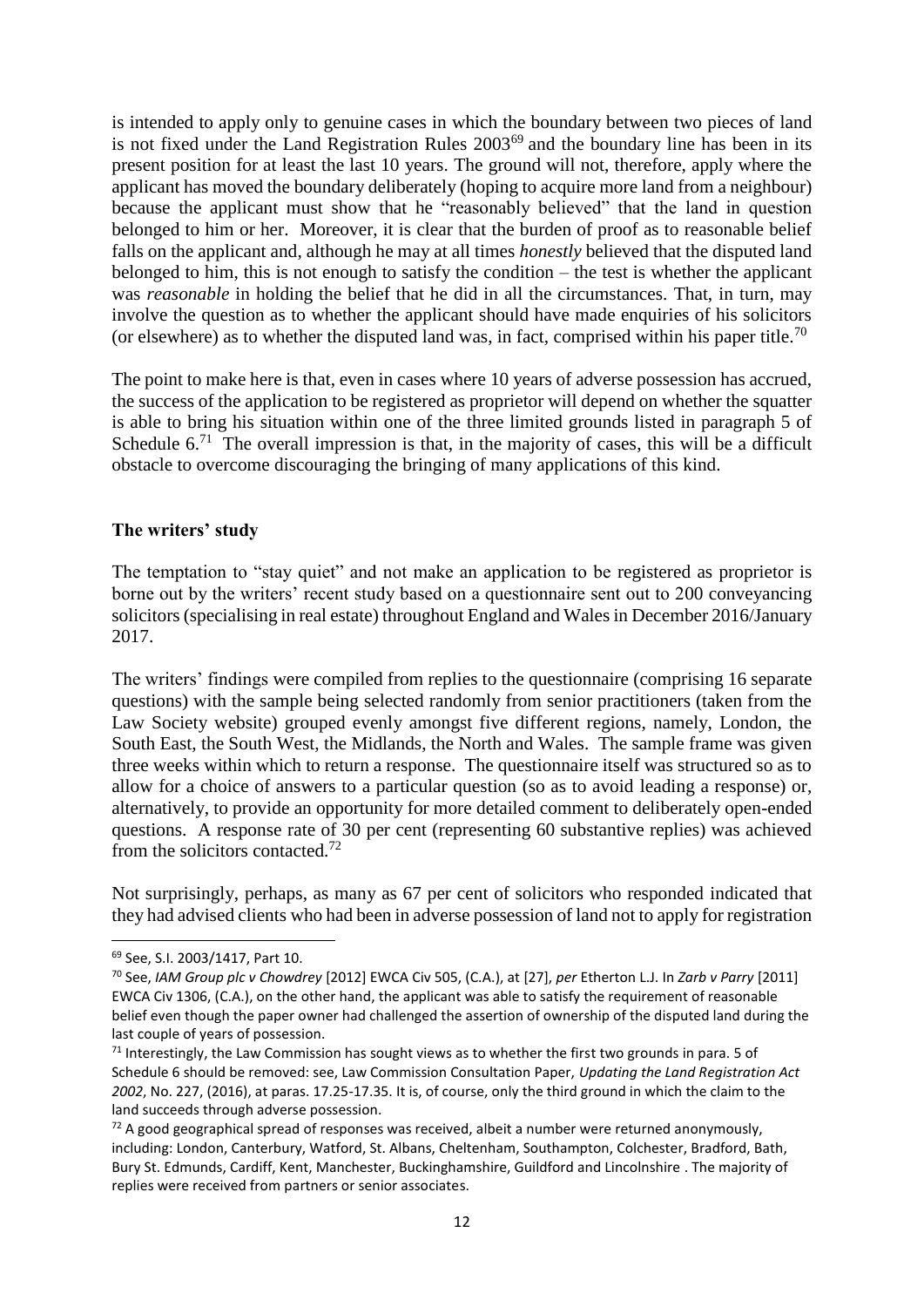is intended to apply only to genuine cases in which the boundary between two pieces of land is not fixed under the Land Registration Rules 2003[69] and the boundary line has been in its present position for at least the last 10 years. The ground will not, therefore, apply where the applicant has moved the boundary deliberately (hoping to acquire more land from a neighbour) because the applicant must show that he "reasonably believed" that the land in question belonged to him or her. Moreover, it is clear that the burden of proof as to reasonable belief falls on the applicant and, although he may at all times *honestly* believed that the disputed land belonged to him, this is not enough to satisfy the condition – the test is whether the applicant was *reasonable* in holding the belief that he did in all the circumstances. That, in turn, may involve the question as to whether the applicant should have made enquiries of his solicitors (or elsewhere) as to whether the disputed land was, in fact, comprised within his paper title.[70]

The point to make here is that, even in cases where 10 years of adverse possession has accrued, the success of the application to be registered as proprietor will depend on whether the squatter is able to bring his situation within one of the three limited grounds listed in paragraph 5 of Schedule 6.[71] The overall impression is that, in the majority of cases, this will be a difficult obstacle to overcome discouraging the bringing of many applications of this kind.

## The writers' study

The temptation to "stay quiet" and not make an application to be registered as proprietor is borne out by the writers' recent study based on a questionnaire sent out to 200 conveyancing solicitors (specialising in real estate) throughout England and Wales in December 2016/January 2017.

The writers' findings were compiled from replies to the questionnaire (comprising 16 separate questions) with the sample being selected randomly from senior practitioners (taken from the Law Society website) grouped evenly amongst five different regions, namely, London, the South East, the South West, the Midlands, the North and Wales. The sample frame was given three weeks within which to return a response. The questionnaire itself was structured so as to allow for a choice of answers to a particular question (so as to avoid leading a response) or, alternatively, to provide an opportunity for more detailed comment to deliberately open-ended questions. A response rate of 30 per cent (representing 60 substantive replies) was achieved from the solicitors contacted.[72]

Not surprisingly, perhaps, as many as 67 per cent of solicitors who responded indicated that they had advised clients who had been in adverse possession of land not to apply for registration

---

[69] See, S.I. 2003/1417, Part 10.

[70] See, *IAM Group plc v Chowdrey* [2012] EWCA Civ 505, (C.A.), at [27], *per* Etherton L.J. In *Zarb v Parry* [2011] EWCA Civ 1306, (C.A.), on the other hand, the applicant was able to satisfy the requirement of reasonable belief even though the paper owner had challenged the assertion of ownership of the disputed land during the last couple of years of possession.

[71] Interestingly, the Law Commission has sought views as to whether the first two grounds in para. 5 of Schedule 6 should be removed: see, Law Commission Consultation Paper, *Updating the Land Registration Act 2002*, No. 227, (2016), at paras. 17.25-17.35. It is, of course, only the third ground in which the claim to the land succeeds through adverse possession.

[72] A good geographical spread of responses was received, albeit a number were returned anonymously, including: London, Canterbury, Watford, St. Albans, Cheltenham, Southampton, Colchester, Bradford, Bath, Bury St. Edmunds, Cardiff, Kent, Manchester, Buckinghamshire, Guildford and Lincolnshire . The majority of replies were received from partners or senior associates.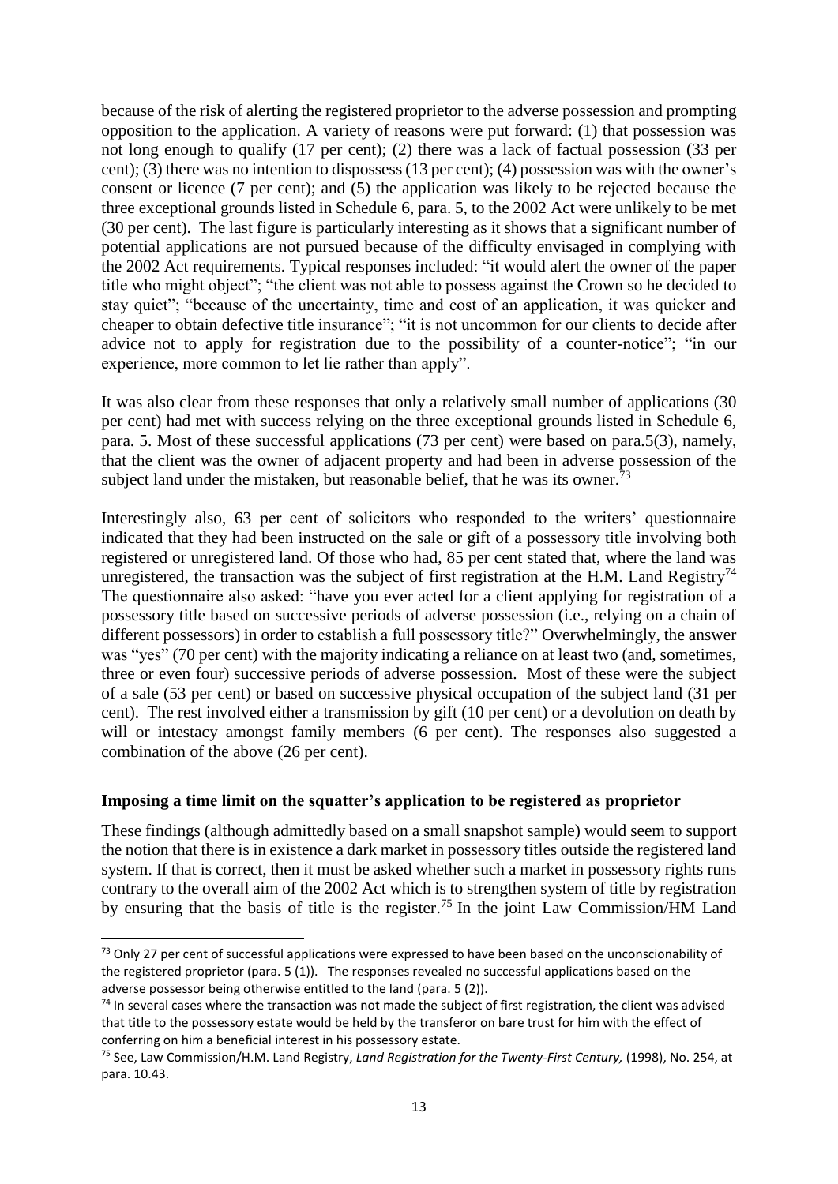because of the risk of alerting the registered proprietor to the adverse possession and prompting opposition to the application. A variety of reasons were put forward: (1) that possession was not long enough to qualify (17 per cent); (2) there was a lack of factual possession (33 per cent); (3) there was no intention to dispossess (13 per cent); (4) possession was with the owner's consent or licence (7 per cent); and (5) the application was likely to be rejected because the three exceptional grounds listed in Schedule 6, para. 5, to the 2002 Act were unlikely to be met (30 per cent). The last figure is particularly interesting as it shows that a significant number of potential applications are not pursued because of the difficulty envisaged in complying with the 2002 Act requirements. Typical responses included: "it would alert the owner of the paper title who might object"; "the client was not able to possess against the Crown so he decided to stay quiet"; "because of the uncertainty, time and cost of an application, it was quicker and cheaper to obtain defective title insurance"; "it is not uncommon for our clients to decide after advice not to apply for registration due to the possibility of a counter-notice"; "in our experience, more common to let lie rather than apply".

It was also clear from these responses that only a relatively small number of applications (30 per cent) had met with success relying on the three exceptional grounds listed in Schedule 6, para. 5. Most of these successful applications (73 per cent) were based on para.5(3), namely, that the client was the owner of adjacent property and had been in adverse possession of the subject land under the mistaken, but reasonable belief, that he was its owner.[73]

Interestingly also, 63 per cent of solicitors who responded to the writers' questionnaire indicated that they had been instructed on the sale or gift of a possessory title involving both registered or unregistered land. Of those who had, 85 per cent stated that, where the land was unregistered, the transaction was the subject of first registration at the H.M. Land Registry[74] The questionnaire also asked: "have you ever acted for a client applying for registration of a possessory title based on successive periods of adverse possession (i.e., relying on a chain of different possessors) in order to establish a full possessory title?" Overwhelmingly, the answer was "yes" (70 per cent) with the majority indicating a reliance on at least two (and, sometimes, three or even four) successive periods of adverse possession. Most of these were the subject of a sale (53 per cent) or based on successive physical occupation of the subject land (31 per cent). The rest involved either a transmission by gift (10 per cent) or a devolution on death by will or intestacy amongst family members (6 per cent). The responses also suggested a combination of the above (26 per cent).

**Imposing a time limit on the squatter's application to be registered as proprietor**

These findings (although admittedly based on a small snapshot sample) would seem to support the notion that there is in existence a dark market in possessory titles outside the registered land system. If that is correct, then it must be asked whether such a market in possessory rights runs contrary to the overall aim of the 2002 Act which is to strengthen system of title by registration by ensuring that the basis of title is the register.[75] In the joint Law Commission/HM Land

---

[73] Only 27 per cent of successful applications were expressed to have been based on the unconscionability of the registered proprietor (para. 5 (1)). The responses revealed no successful applications based on the adverse possessor being otherwise entitled to the land (para. 5 (2)).

[74] In several cases where the transaction was not made the subject of first registration, the client was advised that title to the possessory estate would be held by the transferor on bare trust for him with the effect of conferring on him a beneficial interest in his possessory estate.

[75] See, Law Commission/H.M. Land Registry, *Land Registration for the Twenty-First Century,* (1998), No. 254, at para. 10.43.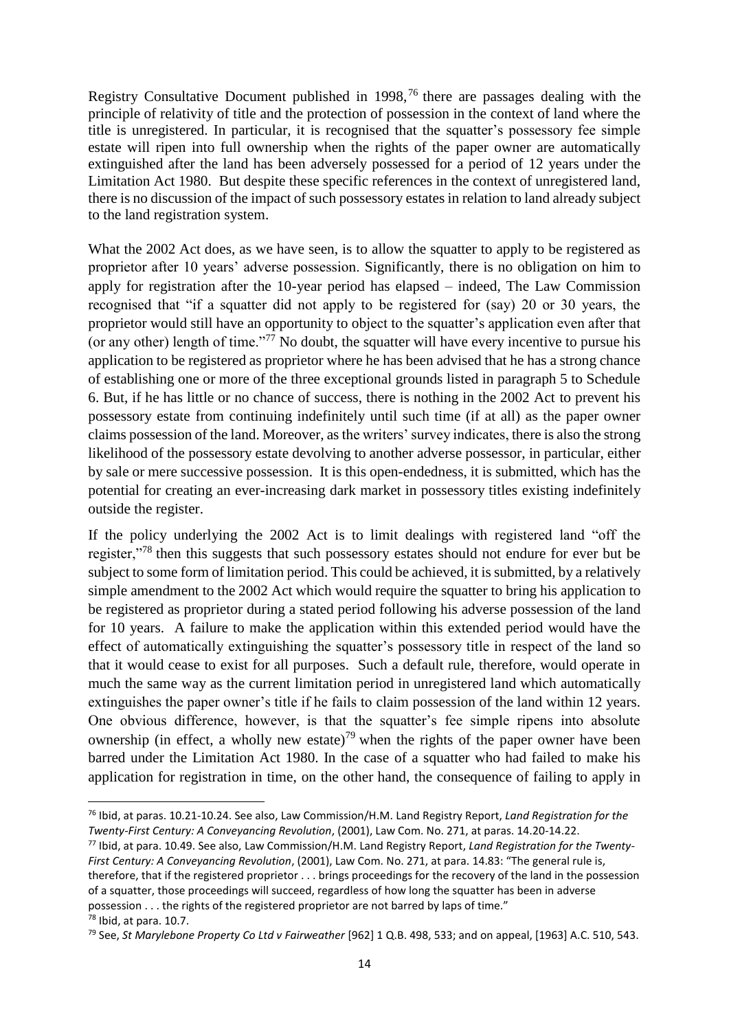Registry Consultative Document published in 1998,[76] there are passages dealing with the principle of relativity of title and the protection of possession in the context of land where the title is unregistered. In particular, it is recognised that the squatter's possessory fee simple estate will ripen into full ownership when the rights of the paper owner are automatically extinguished after the land has been adversely possessed for a period of 12 years under the Limitation Act 1980. But despite these specific references in the context of unregistered land, there is no discussion of the impact of such possessory estates in relation to land already subject to the land registration system.

What the 2002 Act does, as we have seen, is to allow the squatter to apply to be registered as proprietor after 10 years' adverse possession. Significantly, there is no obligation on him to apply for registration after the 10-year period has elapsed – indeed, The Law Commission recognised that "if a squatter did not apply to be registered for (say) 20 or 30 years, the proprietor would still have an opportunity to object to the squatter's application even after that (or any other) length of time."[77] No doubt, the squatter will have every incentive to pursue his application to be registered as proprietor where he has been advised that he has a strong chance of establishing one or more of the three exceptional grounds listed in paragraph 5 to Schedule 6. But, if he has little or no chance of success, there is nothing in the 2002 Act to prevent his possessory estate from continuing indefinitely until such time (if at all) as the paper owner claims possession of the land. Moreover, as the writers' survey indicates, there is also the strong likelihood of the possessory estate devolving to another adverse possessor, in particular, either by sale or mere successive possession. It is this open-endedness, it is submitted, which has the potential for creating an ever-increasing dark market in possessory titles existing indefinitely outside the register.

If the policy underlying the 2002 Act is to limit dealings with registered land "off the register,"[78] then this suggests that such possessory estates should not endure for ever but be subject to some form of limitation period. This could be achieved, it is submitted, by a relatively simple amendment to the 2002 Act which would require the squatter to bring his application to be registered as proprietor during a stated period following his adverse possession of the land for 10 years. A failure to make the application within this extended period would have the effect of automatically extinguishing the squatter's possessory title in respect of the land so that it would cease to exist for all purposes. Such a default rule, therefore, would operate in much the same way as the current limitation period in unregistered land which automatically extinguishes the paper owner's title if he fails to claim possession of the land within 12 years. One obvious difference, however, is that the squatter's fee simple ripens into absolute ownership (in effect, a wholly new estate)[79] when the rights of the paper owner have been barred under the Limitation Act 1980. In the case of a squatter who had failed to make his application for registration in time, on the other hand, the consequence of failing to apply in

---

[76] Ibid, at paras. 10.21-10.24. See also, Law Commission/H.M. Land Registry Report, *Land Registration for the Twenty-First Century: A Conveyancing Revolution*, (2001), Law Com. No. 271, at paras. 14.20-14.22.

[77] Ibid, at para. 10.49. See also, Law Commission/H.M. Land Registry Report, *Land Registration for the Twenty-First Century: A Conveyancing Revolution*, (2001), Law Com. No. 271, at para. 14.83: "The general rule is, therefore, that if the registered proprietor . . . brings proceedings for the recovery of the land in the possession of a squatter, those proceedings will succeed, regardless of how long the squatter has been in adverse possession . . . the rights of the registered proprietor are not barred by laps of time."

[78] Ibid, at para. 10.7.

[79] See, *St Marylebone Property Co Ltd v Fairweather* [962] 1 Q.B. 498, 533; and on appeal, [1963] A.C. 510, 543.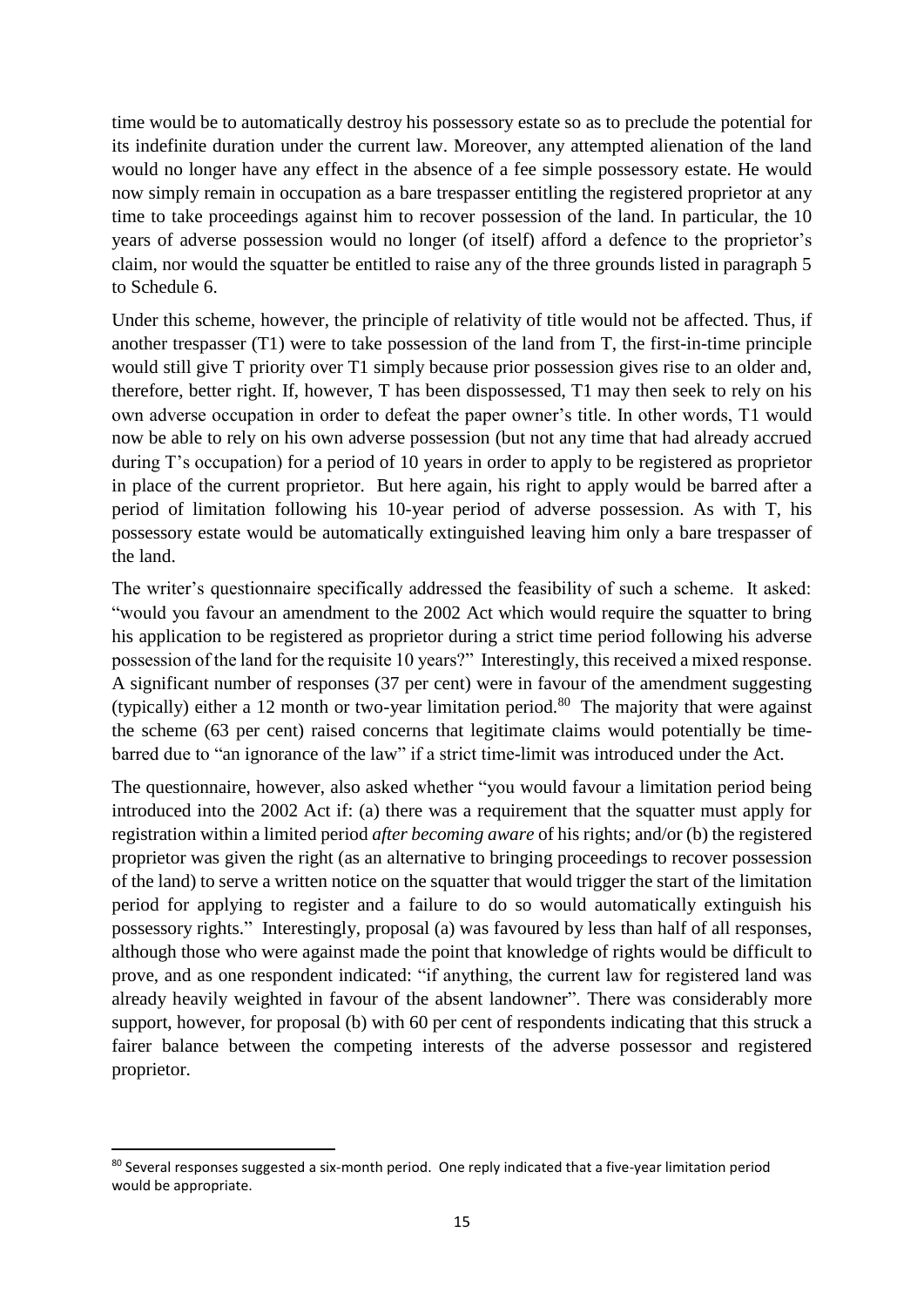time would be to automatically destroy his possessory estate so as to preclude the potential for its indefinite duration under the current law. Moreover, any attempted alienation of the land would no longer have any effect in the absence of a fee simple possessory estate. He would now simply remain in occupation as a bare trespasser entitling the registered proprietor at any time to take proceedings against him to recover possession of the land. In particular, the 10 years of adverse possession would no longer (of itself) afford a defence to the proprietor's claim, nor would the squatter be entitled to raise any of the three grounds listed in paragraph 5 to Schedule 6.

Under this scheme, however, the principle of relativity of title would not be affected. Thus, if another trespasser (T1) were to take possession of the land from T, the first-in-time principle would still give T priority over T1 simply because prior possession gives rise to an older and, therefore, better right. If, however, T has been dispossessed, T1 may then seek to rely on his own adverse occupation in order to defeat the paper owner's title. In other words, T1 would now be able to rely on his own adverse possession (but not any time that had already accrued during T's occupation) for a period of 10 years in order to apply to be registered as proprietor in place of the current proprietor. But here again, his right to apply would be barred after a period of limitation following his 10-year period of adverse possession. As with T, his possessory estate would be automatically extinguished leaving him only a bare trespasser of the land.

The writer's questionnaire specifically addressed the feasibility of such a scheme. It asked: "would you favour an amendment to the 2002 Act which would require the squatter to bring his application to be registered as proprietor during a strict time period following his adverse possession of the land for the requisite 10 years?" Interestingly, this received a mixed response. A significant number of responses (37 per cent) were in favour of the amendment suggesting (typically) either a 12 month or two-year limitation period.[80] The majority that were against the scheme (63 per cent) raised concerns that legitimate claims would potentially be time-barred due to "an ignorance of the law" if a strict time-limit was introduced under the Act.

The questionnaire, however, also asked whether "you would favour a limitation period being introduced into the 2002 Act if: (a) there was a requirement that the squatter must apply for registration within a limited period *after becoming aware* of his rights; and/or (b) the registered proprietor was given the right (as an alternative to bringing proceedings to recover possession of the land) to serve a written notice on the squatter that would trigger the start of the limitation period for applying to register and a failure to do so would automatically extinguish his possessory rights." Interestingly, proposal (a) was favoured by less than half of all responses, although those who were against made the point that knowledge of rights would be difficult to prove, and as one respondent indicated: "if anything, the current law for registered land was already heavily weighted in favour of the absent landowner". There was considerably more support, however, for proposal (b) with 60 per cent of respondents indicating that this struck a fairer balance between the competing interests of the adverse possessor and registered proprietor.

---

[80] Several responses suggested a six-month period. One reply indicated that a five-year limitation period would be appropriate.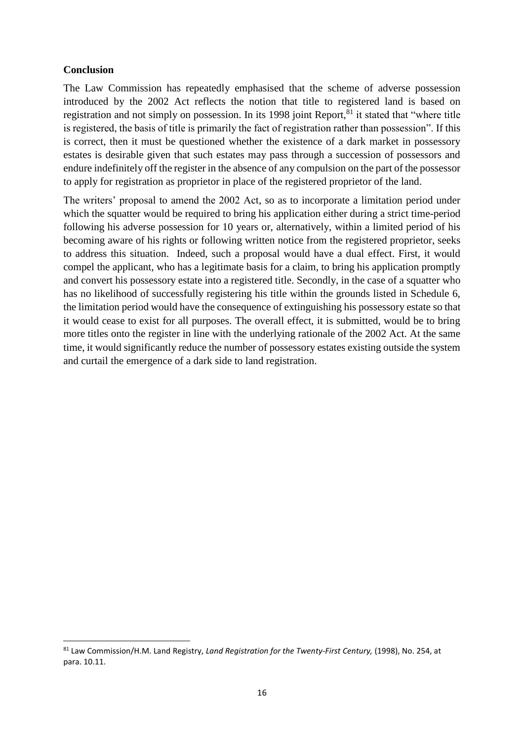## Conclusion

The Law Commission has repeatedly emphasised that the scheme of adverse possession introduced by the 2002 Act reflects the notion that title to registered land is based on registration and not simply on possession. In its 1998 joint Report,[81] it stated that "where title is registered, the basis of title is primarily the fact of registration rather than possession". If this is correct, then it must be questioned whether the existence of a dark market in possessory estates is desirable given that such estates may pass through a succession of possessors and endure indefinitely off the register in the absence of any compulsion on the part of the possessor to apply for registration as proprietor in place of the registered proprietor of the land.

The writers' proposal to amend the 2002 Act, so as to incorporate a limitation period under which the squatter would be required to bring his application either during a strict time-period following his adverse possession for 10 years or, alternatively, within a limited period of his becoming aware of his rights or following written notice from the registered proprietor, seeks to address this situation. Indeed, such a proposal would have a dual effect. First, it would compel the applicant, who has a legitimate basis for a claim, to bring his application promptly and convert his possessory estate into a registered title. Secondly, in the case of a squatter who has no likelihood of successfully registering his title within the grounds listed in Schedule 6, the limitation period would have the consequence of extinguishing his possessory estate so that it would cease to exist for all purposes. The overall effect, it is submitted, would be to bring more titles onto the register in line with the underlying rationale of the 2002 Act. At the same time, it would significantly reduce the number of possessory estates existing outside the system and curtail the emergence of a dark side to land registration.

---

[81] Law Commission/H.M. Land Registry, *Land Registration for the Twenty-First Century,* (1998), No. 254, at para. 10.11.